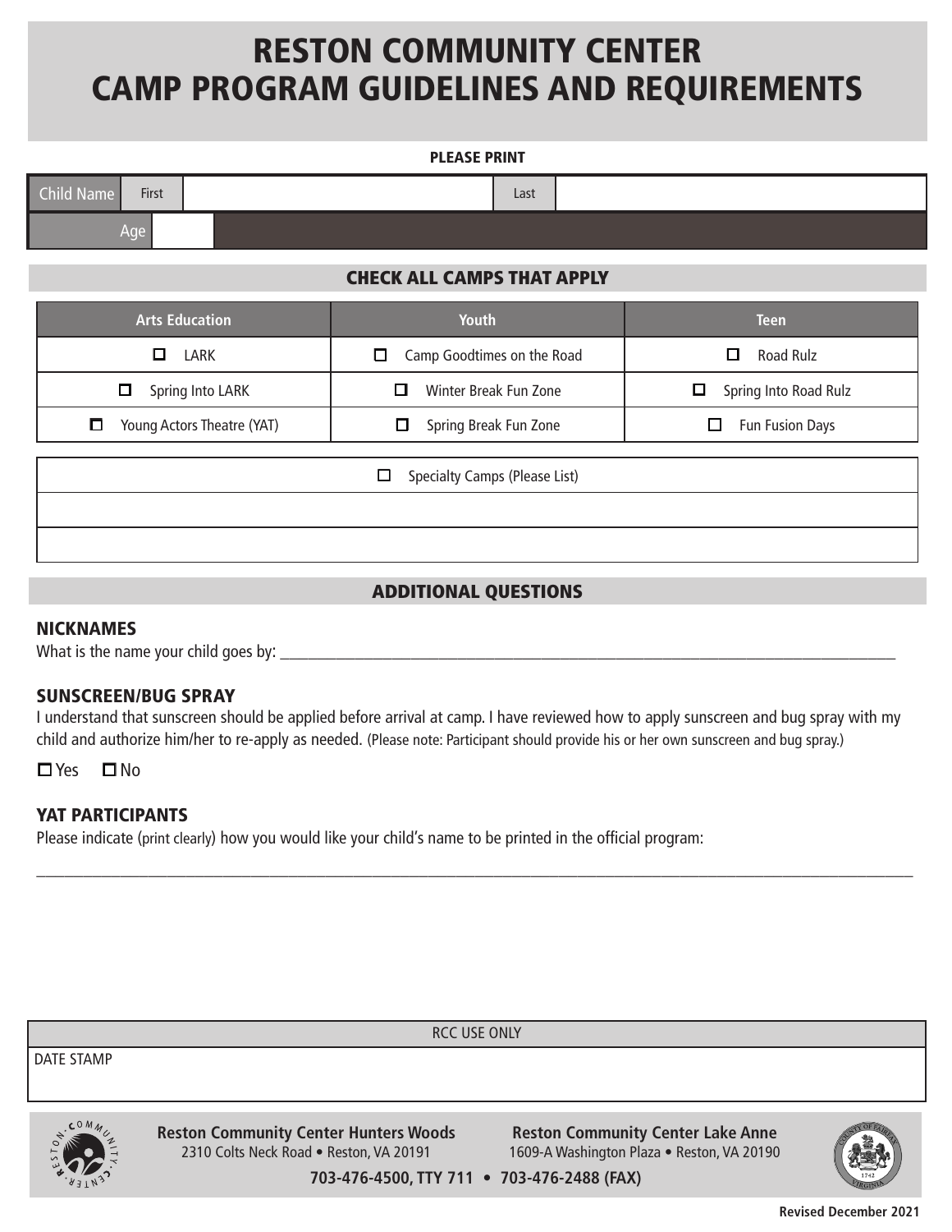# RESTON COMMUNITY CENTER
# CAMP PROGRAM GUIDELINES AND REQUIREMENTS

**PLEASE PRINT**

| Child Name | First | | Last | |
|---|---|---|---|---|
| Age | | | | |

## CHECK ALL CAMPS THAT APPLY

| Arts Education | Youth | Teen |
|---|---|---|
| ☐ LARK | ☐ Camp Goodtimes on the Road | ☐ Road Rulz |
| ☐ Spring Into LARK | ☐ Winter Break Fun Zone | ☐ Spring Into Road Rulz |
| ☐ Young Actors Theatre (YAT) | ☐ Spring Break Fun Zone | ☐ Fun Fusion Days |

| ☐ Specialty Camps (Please List) |
|---|
| |
| |

## ADDITIONAL QUESTIONS

### NICKNAMES

What is the name your child goes by: ___________________________________________________________________________

### SUNSCREEN/BUG SPRAY

I understand that sunscreen should be applied before arrival at camp. I have reviewed how to apply sunscreen and bug spray with my child and authorize him/her to re-apply as needed. (Please note: Participant should provide his or her own sunscreen and bug spray.)

☐ Yes ☐ No

### YAT PARTICIPANTS

Please indicate (print clearly) how you would like your child's name to be printed in the official program:

_____________________________________________________________________________________________________

| RCC USE ONLY |
|---|
| DATE STAMP |

**Reston Community Center Hunters Woods**
2310 Colts Neck Road • Reston, VA 20191

**Reston Community Center Lake Anne**
1609-A Washington Plaza • Reston, VA 20190

**703-476-4500, TTY 711 • 703-476-2488 (FAX)**

Revised December 2021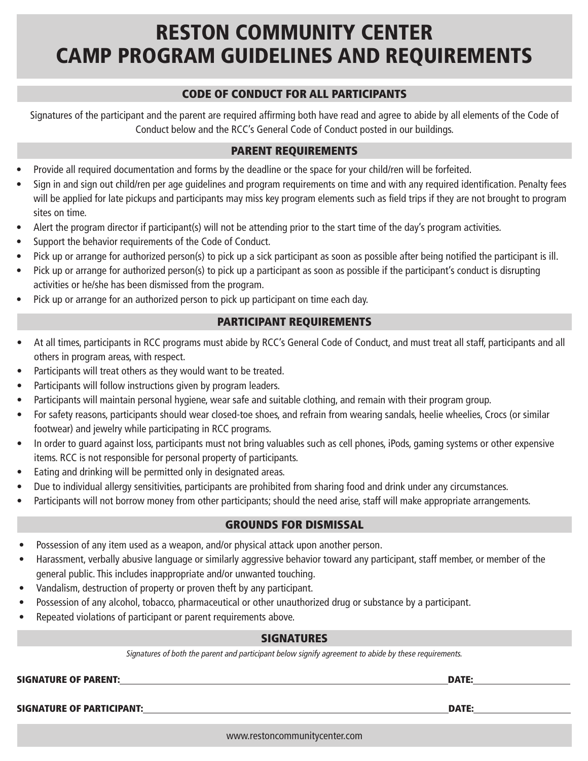# RESTON COMMUNITY CENTER
# CAMP PROGRAM GUIDELINES AND REQUIREMENTS

## CODE OF CONDUCT FOR ALL PARTICIPANTS

Signatures of the participant and the parent are required affirming both have read and agree to abide by all elements of the Code of Conduct below and the RCC's General Code of Conduct posted in our buildings.

## PARENT REQUIREMENTS

- Provide all required documentation and forms by the deadline or the space for your child/ren will be forfeited.
- Sign in and sign out child/ren per age guidelines and program requirements on time and with any required identification. Penalty fees will be applied for late pickups and participants may miss key program elements such as field trips if they are not brought to program sites on time.
- Alert the program director if participant(s) will not be attending prior to the start time of the day's program activities.
- Support the behavior requirements of the Code of Conduct.
- Pick up or arrange for authorized person(s) to pick up a sick participant as soon as possible after being notified the participant is ill.
- Pick up or arrange for authorized person(s) to pick up a participant as soon as possible if the participant's conduct is disrupting activities or he/she has been dismissed from the program.
- Pick up or arrange for an authorized person to pick up participant on time each day.

## PARTICIPANT REQUIREMENTS

- At all times, participants in RCC programs must abide by RCC's General Code of Conduct, and must treat all staff, participants and all others in program areas, with respect.
- Participants will treat others as they would want to be treated.
- Participants will follow instructions given by program leaders.
- Participants will maintain personal hygiene, wear safe and suitable clothing, and remain with their program group.
- For safety reasons, participants should wear closed-toe shoes, and refrain from wearing sandals, heelie wheelies, Crocs (or similar footwear) and jewelry while participating in RCC programs.
- In order to guard against loss, participants must not bring valuables such as cell phones, iPods, gaming systems or other expensive items. RCC is not responsible for personal property of participants.
- Eating and drinking will be permitted only in designated areas.
- Due to individual allergy sensitivities, participants are prohibited from sharing food and drink under any circumstances.
- Participants will not borrow money from other participants; should the need arise, staff will make appropriate arrangements.

## GROUNDS FOR DISMISSAL

- Possession of any item used as a weapon, and/or physical attack upon another person.
- Harassment, verbally abusive language or similarly aggressive behavior toward any participant, staff member, or member of the general public. This includes inappropriate and/or unwanted touching.
- Vandalism, destruction of property or proven theft by any participant.
- Possession of any alcohol, tobacco, pharmaceutical or other unauthorized drug or substance by a participant.
- Repeated violations of participant or parent requirements above.

## SIGNATURES

*Signatures of both the parent and participant below signify agreement to abide by these requirements.*

**SIGNATURE OF PARENT:** ______________________________ **DATE:** ______________

**SIGNATURE OF PARTICIPANT:** ______________________________ **DATE:** ______________

www.restoncommunitycenter.com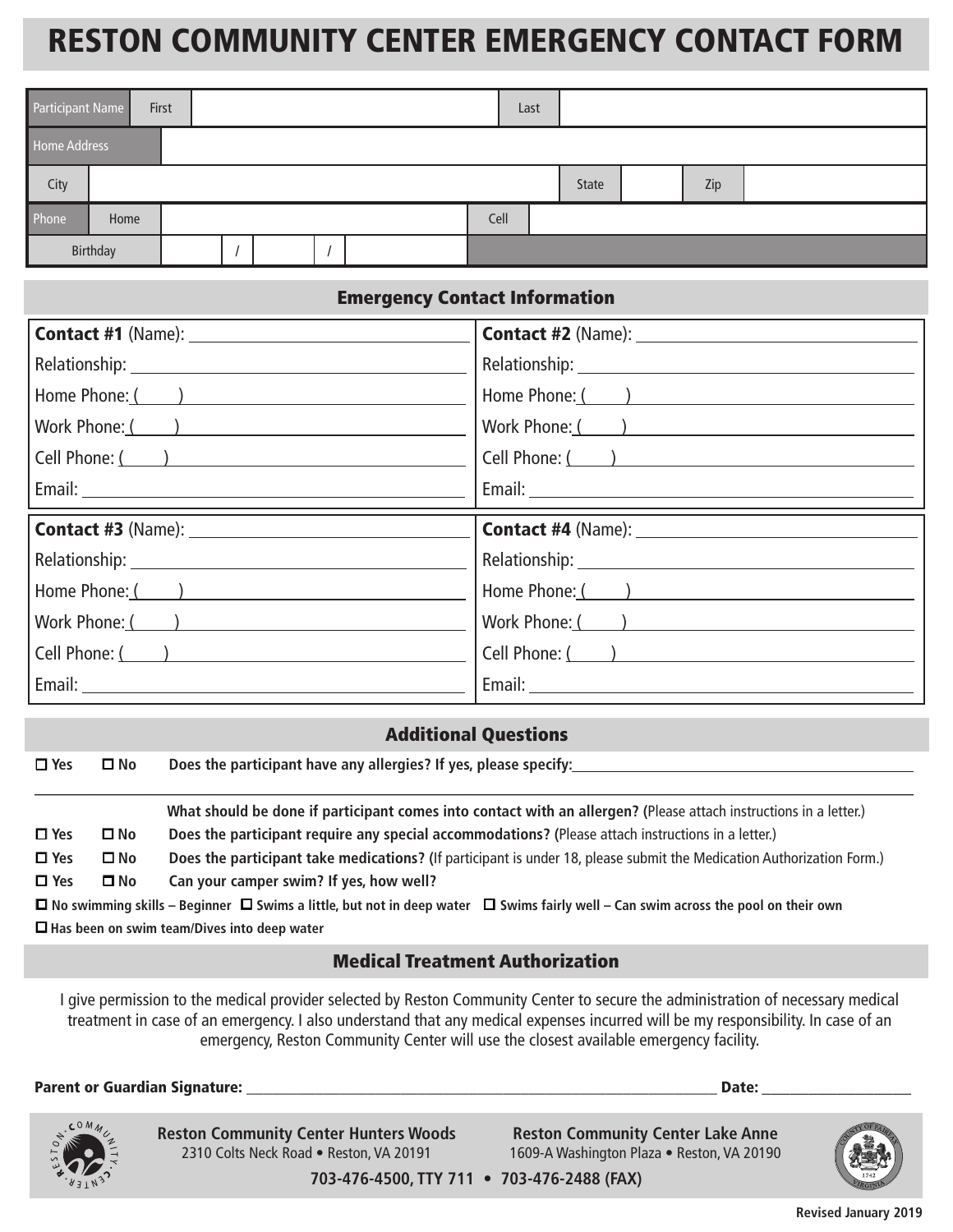# RESTON COMMUNITY CENTER EMERGENCY CONTACT FORM

| Participant Name | First | | Last | |
|---|---|---|---|---|
| Home Address | | | | |
| City | | State | | Zip |
| Phone | Home | | Cell | |
| Birthday | / / | | | |

## Emergency Contact Information

| | |
|---|---|
| **Contact #1** (Name): | **Contact #2** (Name): |
| Relationship: | Relationship: |
| Home Phone: ( ) | Home Phone: ( ) |
| Work Phone: ( ) | Work Phone: ( ) |
| Cell Phone: ( ) | Cell Phone: ( ) |
| Email: | Email: |
| **Contact #3** (Name): | **Contact #4** (Name): |
| Relationship: | Relationship: |
| Home Phone: ( ) | Home Phone: ( ) |
| Work Phone: ( ) | Work Phone: ( ) |
| Cell Phone: ( ) | Cell Phone: ( ) |
| Email: | Email: |

## Additional Questions

☐ **Yes** ☐ **No** **Does the participant have any allergies? If yes, please specify:** ____________________

____________________

**What should be done if participant comes into contact with an allergen? (**Please attach instructions in a letter.)

☐ **Yes** ☐ **No** **Does the participant require any special accommodations? (**Please attach instructions in a letter.)

☐ **Yes** ☐ **No** **Does the participant take medications? (**If participant is under 18, please submit the Medication Authorization Form.)

☐ **Yes** ☐ **No** **Can your camper swim? If yes, how well?**

☐ **No swimming skills – Beginner** ☐ **Swims a little, but not in deep water** ☐ **Swims fairly well – Can swim across the pool on their own**

☐ **Has been on swim team/Dives into deep water**

## Medical Treatment Authorization

I give permission to the medical provider selected by Reston Community Center to secure the administration of necessary medical treatment in case of an emergency. I also understand that any medical expenses incurred will be my responsibility. In case of an emergency, Reston Community Center will use the closest available emergency facility.

**Parent or Guardian Signature:** ______________________________ **Date:** ____________

**Reston Community Center Hunters Woods**
2310 Colts Neck Road • Reston, VA 20191

**Reston Community Center Lake Anne**
1609-A Washington Plaza • Reston, VA 20190

**703-476-4500, TTY 711 • 703-476-2488 (FAX)**

**Revised January 2019**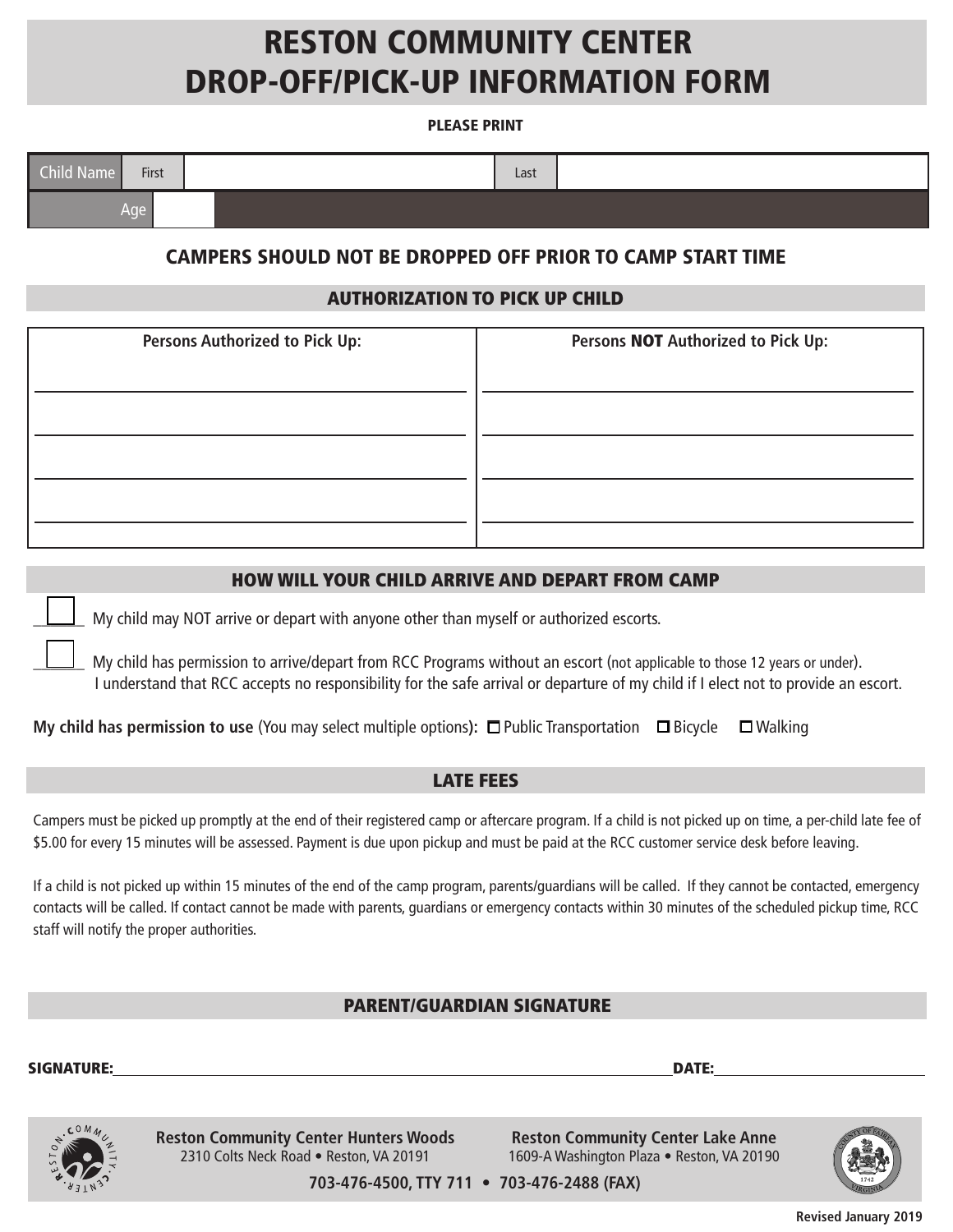# RESTON COMMUNITY CENTER
# DROP-OFF/PICK-UP INFORMATION FORM

**PLEASE PRINT**

| Child Name | First | | Last | |
|---|---|---|---|---|
| Age | | | | |

### CAMPERS SHOULD NOT BE DROPPED OFF PRIOR TO CAMP START TIME

## AUTHORIZATION TO PICK UP CHILD

| Persons Authorized to Pick Up: | Persons **NOT** Authorized to Pick Up: |
|---|---|
| | |
| | |
| | |
| | |

## HOW WILL YOUR CHILD ARRIVE AND DEPART FROM CAMP

☐ My child may NOT arrive or depart with anyone other than myself or authorized escorts.

☐ My child has permission to arrive/depart from RCC Programs without an escort (not applicable to those 12 years or under). I understand that RCC accepts no responsibility for the safe arrival or departure of my child if I elect not to provide an escort.

**My child has permission to use** (You may select multiple options)**:** ☐ Public Transportation ☐ Bicycle ☐ Walking

## LATE FEES

Campers must be picked up promptly at the end of their registered camp or aftercare program. If a child is not picked up on time, a per-child late fee of $5.00 for every 15 minutes will be assessed. Payment is due upon pickup and must be paid at the RCC customer service desk before leaving.

If a child is not picked up within 15 minutes of the end of the camp program, parents/guardians will be called. If they cannot be contacted, emergency contacts will be called. If contact cannot be made with parents, guardians or emergency contacts within 30 minutes of the scheduled pickup time, RCC staff will notify the proper authorities.

## PARENT/GUARDIAN SIGNATURE

**SIGNATURE:**______________________________ **DATE:**______________

**Reston Community Center Hunters Woods**
2310 Colts Neck Road • Reston, VA 20191

**Reston Community Center Lake Anne**
1609-A Washington Plaza • Reston, VA 20190

**703-476-4500, TTY 711 • 703-476-2488 (FAX)**

Revised January 2019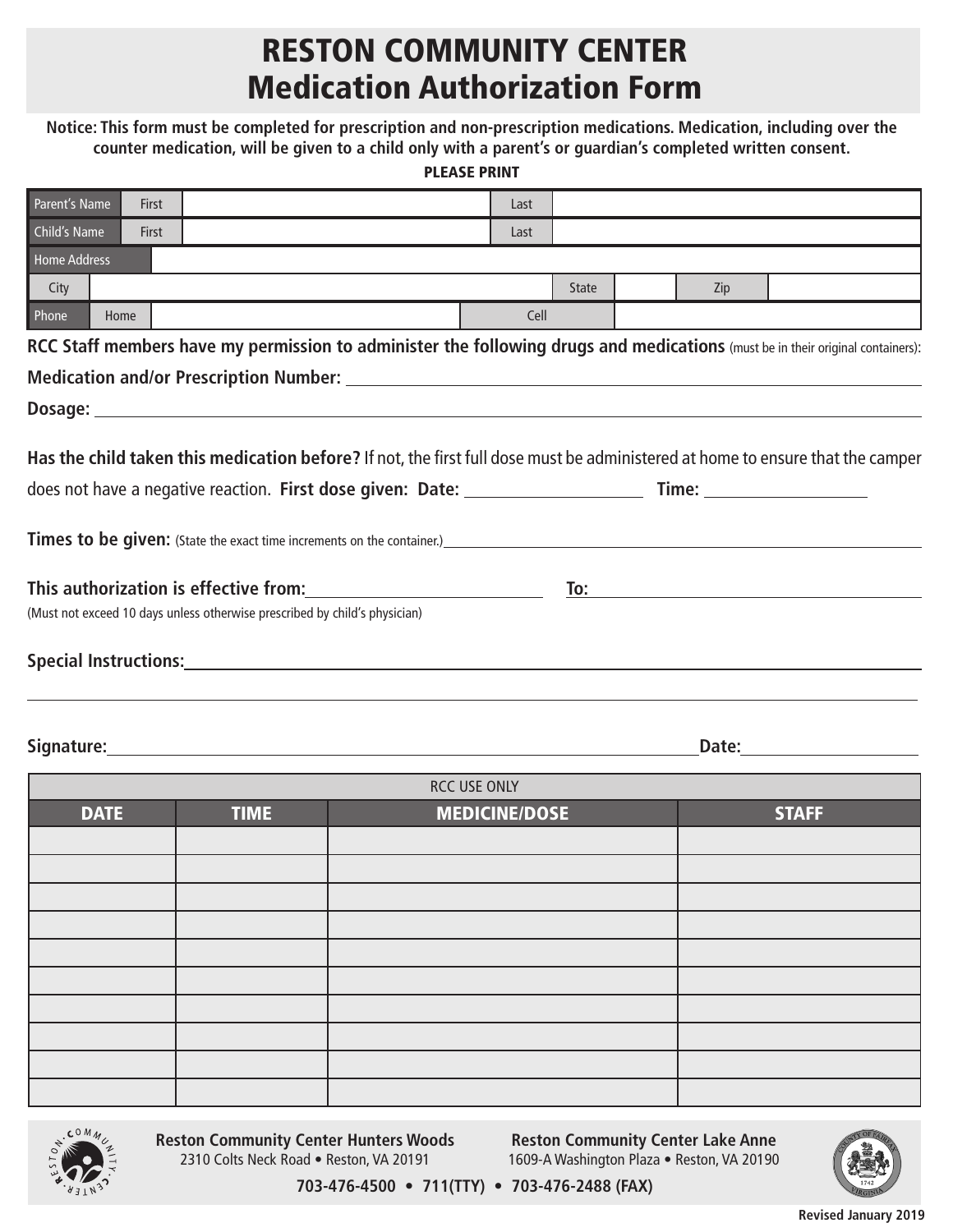# RESTON COMMUNITY CENTER
# Medication Authorization Form

**Notice: This form must be completed for prescription and non-prescription medications. Medication, including over the counter medication, will be given to a child only with a parent's or guardian's completed written consent.**

**PLEASE PRINT**

| | | | | | | |
|---|---|---|---|---|---|---|
| Parent's Name | First | | Last | | | |
| Child's Name | First | | Last | | | |
| Home Address | | | | | | |
| City | | | State | | Zip | |
| Phone | Home | | Cell | | | |

**RCC Staff members have my permission to administer the following drugs and medications** (must be in their original containers):

**Medication and/or Prescription Number:** ______________________________

**Dosage:** ______________________________

**Has the child taken this medication before?** If not, the first full dose must be administered at home to ensure that the camper does not have a negative reaction. **First dose given: Date:** ______________ **Time:** ______________

**Times to be given:** (State the exact time increments on the container.) ______________________________

**This authorization is effective from:** ______________ **To:** ______________

(Must not exceed 10 days unless otherwise prescribed by child's physician)

**Special Instructions:** ______________________________

______________________________

**Signature:** ______________________________ **Date:** ______________

| RCC USE ONLY | | | |
|---|---|---|---|
| **DATE** | **TIME** | **MEDICINE/DOSE** | **STAFF** |
| | | | |
| | | | |
| | | | |
| | | | |
| | | | |
| | | | |
| | | | |
| | | | |
| | | | |
| | | | |

**Reston Community Center Hunters Woods**
2310 Colts Neck Road • Reston, VA 20191

**Reston Community Center Lake Anne**
1609-A Washington Plaza • Reston, VA 20190

**703-476-4500 • 711(TTY) • 703-476-2488 (FAX)**

**Revised January 2019**